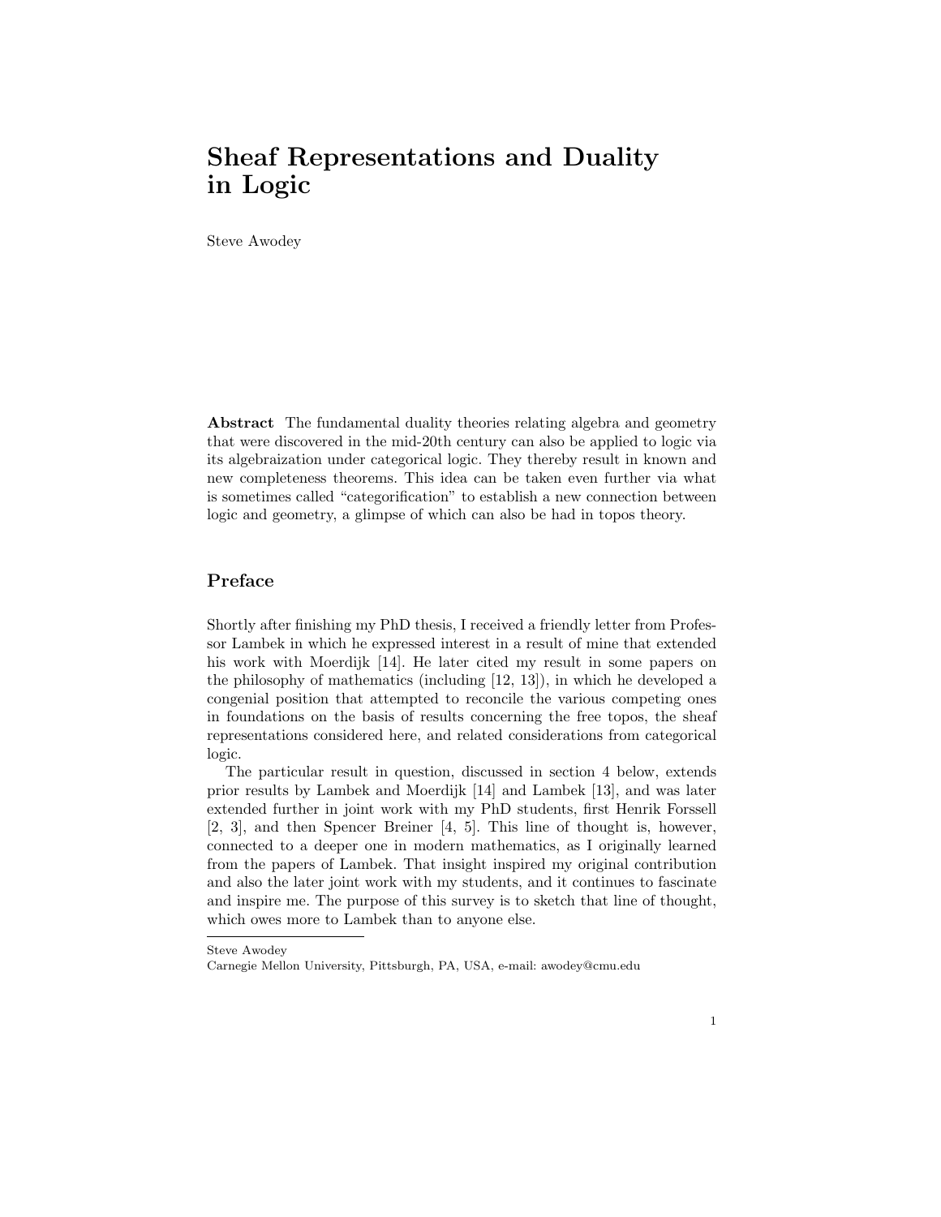# Sheaf Representations and Duality in Logic

Steve Awodey

**Abstract** The fundamental duality theories relating algebra and geometry that were discovered in the mid-20th century can also be applied to logic via its algebraization under categorical logic. They thereby result in known and new completeness theorems. This idea can be taken even further via what is sometimes called "categorification" to establish a new connection between logic and geometry, a glimpse of which can also be had in topos theory.

## Preface

Shortly after finishing my PhD thesis, I received a friendly letter from Professor Lambek in which he expressed interest in a result of mine that extended his work with Moerdijk [14]. He later cited my result in some papers on the philosophy of mathematics (including [12, 13]), in which he developed a congenial position that attempted to reconcile the various competing ones in foundations on the basis of results concerning the free topos, the sheaf representations considered here, and related considerations from categorical logic.

The particular result in question, discussed in section 4 below, extends prior results by Lambek and Moerdijk [14] and Lambek [13], and was later extended further in joint work with my PhD students, first Henrik Forssell [2, 3], and then Spencer Breiner [4, 5]. This line of thought is, however, connected to a deeper one in modern mathematics, as I originally learned from the papers of Lambek. That insight inspired my original contribution and also the later joint work with my students, and it continues to fascinate and inspire me. The purpose of this survey is to sketch that line of thought, which owes more to Lambek than to anyone else.

---

Steve Awodey
Carnegie Mellon University, Pittsburgh, PA, USA, e-mail: awodey@cmu.edu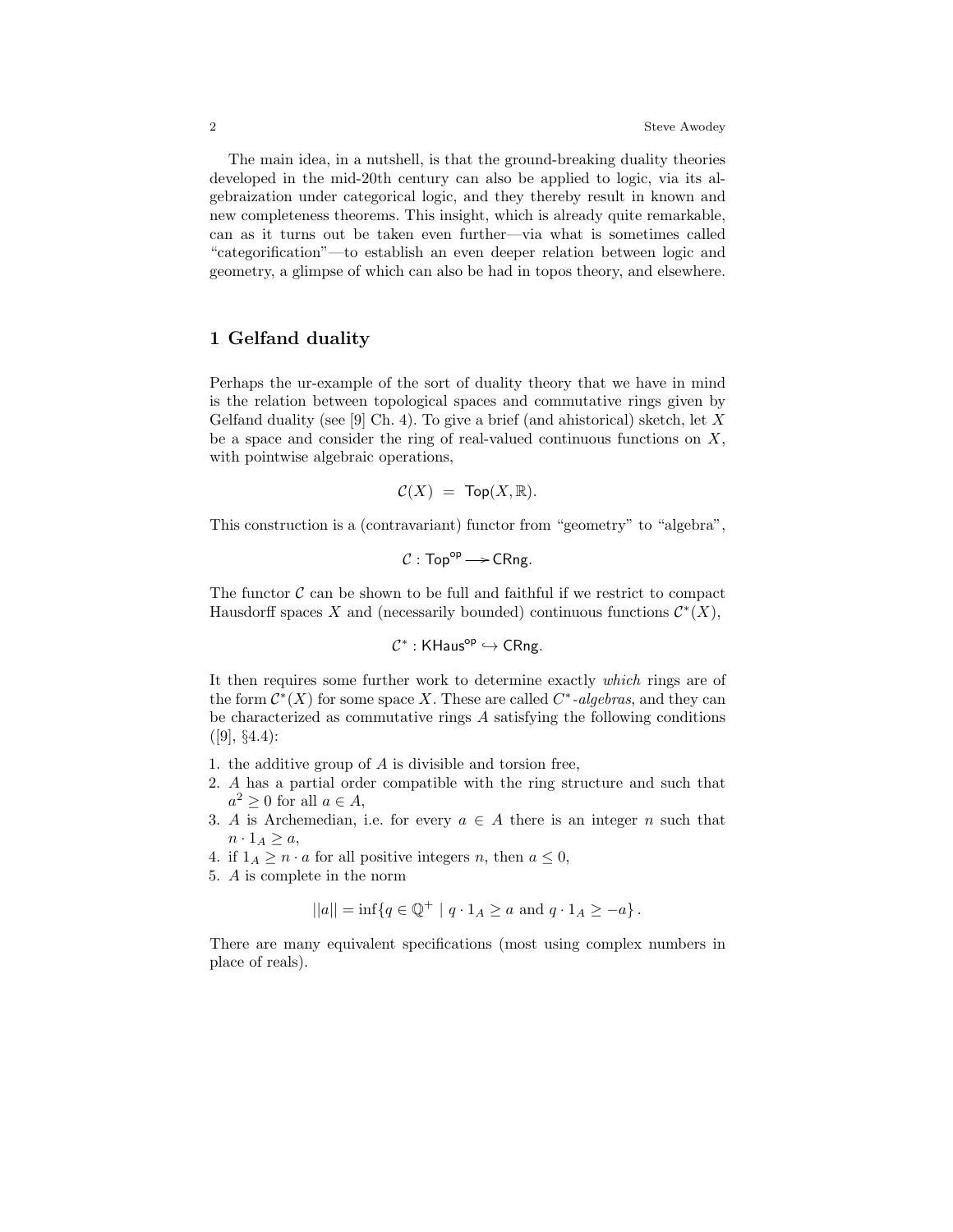The main idea, in a nutshell, is that the ground-breaking duality theories developed in the mid-20th century can also be applied to logic, via its algebraization under categorical logic, and they thereby result in known and new completeness theorems. This insight, which is already quite remarkable, can as it turns out be taken even further—via what is sometimes called "categorification"—to establish an even deeper relation between logic and geometry, a glimpse of which can also be had in topos theory, and elsewhere.

## 1 Gelfand duality

Perhaps the ur-example of the sort of duality theory that we have in mind is the relation between topological spaces and commutative rings given by Gelfand duality (see [9] Ch. 4). To give a brief (and ahistorical) sketch, let $X$ be a space and consider the ring of real-valued continuous functions on $X$, with pointwise algebraic operations,

$$\mathcal{C}(X) \;=\; \mathsf{Top}(X, \mathbb{R}).$$

This construction is a (contravariant) functor from "geometry" to "algebra",

$$\mathcal{C} : \mathsf{Top}^{\mathsf{op}} \longrightarrow \mathsf{CRng}.$$

The functor $\mathcal{C}$ can be shown to be full and faithful if we restrict to compact Hausdorff spaces $X$ and (necessarily bounded) continuous functions $\mathcal{C}^*(X)$,

$$\mathcal{C}^* : \mathsf{KHaus}^{\mathsf{op}} \hookrightarrow \mathsf{CRng}.$$

It then requires some further work to determine exactly *which* rings are of the form $\mathcal{C}^*(X)$ for some space $X$. These are called *$C^*$-algebras*, and they can be characterized as commutative rings $A$ satisfying the following conditions ([9], §4.4):

1. the additive group of $A$ is divisible and torsion free,
2. $A$ has a partial order compatible with the ring structure and such that $a^2 \geq 0$ for all $a \in A$,
3. $A$ is Archemedian, i.e. for every $a \in A$ there is an integer $n$ such that $n \cdot 1_A \geq a$,
4. if $1_A \geq n \cdot a$ for all positive integers $n$, then $a \leq 0$,
5. $A$ is complete in the norm

$$||a|| = \inf\{q \in \mathbb{Q}^+ \mid q \cdot 1_A \geq a \text{ and } q \cdot 1_A \geq -a\}\,.$$

There are many equivalent specifications (most using complex numbers in place of reals).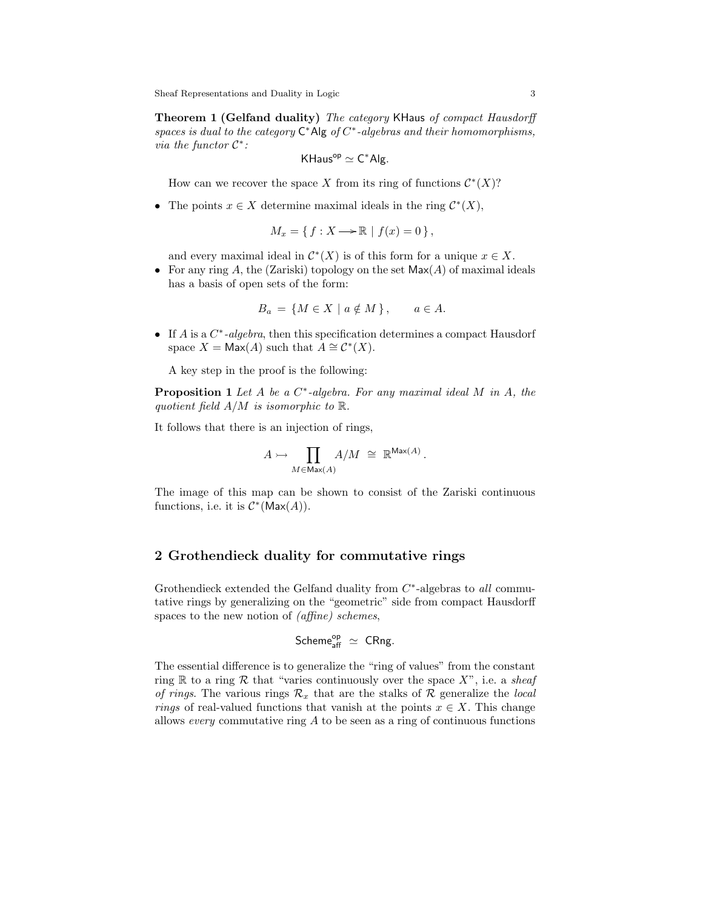**Theorem 1 (Gelfand duality)** *The category* $\mathsf{KHaus}$ *of compact Hausdorff spaces is dual to the category* $\mathsf{C^*Alg}$ *of* $C^*$*-algebras and their homomorphisms, via the functor* $\mathcal{C}^*$*:*

$$\mathsf{KHaus}^{\mathsf{op}} \simeq \mathsf{C^*Alg}.$$

How can we recover the space $X$ from its ring of functions $\mathcal{C}^*(X)$?

- The points $x \in X$ determine maximal ideals in the ring $\mathcal{C}^*(X)$,

$$M_x = \{ f : X \longrightarrow \mathbb{R} \mid f(x) = 0 \},$$

  and every maximal ideal in $\mathcal{C}^*(X)$ is of this form for a unique $x \in X$.
- For any ring $A$, the (Zariski) topology on the set $\mathsf{Max}(A)$ of maximal ideals has a basis of open sets of the form:

$$B_a = \{ M \in X \mid a \notin M \}, \qquad a \in A.$$

- If $A$ is a $C^*$*-algebra*, then this specification determines a compact Hausdorf space $X = \mathsf{Max}(A)$ such that $A \cong \mathcal{C}^*(X)$.

A key step in the proof is the following:

**Proposition 1** *Let* $A$ *be a* $C^*$*-algebra. For any maximal ideal* $M$ *in* $A$*, the quotient field* $A/M$ *is isomorphic to* $\mathbb{R}$*.*

It follows that there is an injection of rings,

$$A \rightarrowtail \prod_{M \in \mathsf{Max}(A)} A/M \;\cong\; \mathbb{R}^{\mathsf{Max}(A)}.$$

The image of this map can be shown to consist of the Zariski continuous functions, i.e. it is $\mathcal{C}^*(\mathsf{Max}(A))$.

## 2 Grothendieck duality for commutative rings

Grothendieck extended the Gelfand duality from $C^*$-algebras to *all* commutative rings by generalizing on the "geometric" side from compact Hausdorff spaces to the new notion of *(affine) schemes*,

$$\mathsf{Scheme}_{\mathsf{aff}}^{\mathsf{op}} \;\simeq\; \mathsf{CRng}.$$

The essential difference is to generalize the "ring of values" from the constant ring $\mathbb{R}$ to a ring $\mathcal{R}$ that "varies continuously over the space $X$", i.e. a *sheaf of rings*. The various rings $\mathcal{R}_x$ that are the stalks of $\mathcal{R}$ generalize the *local rings* of real-valued functions that vanish at the points $x \in X$. This change allows *every* commutative ring $A$ to be seen as a ring of continuous functions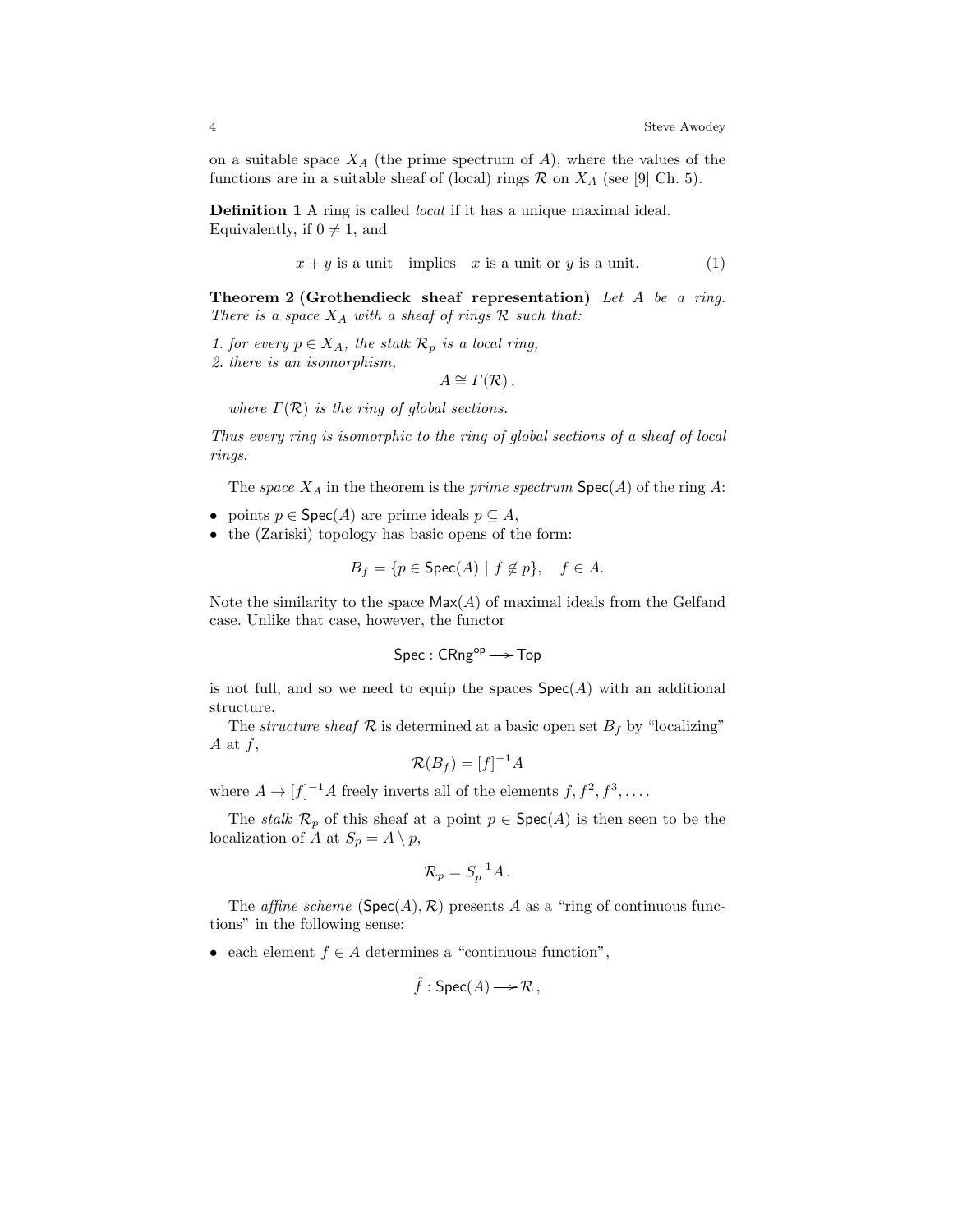on a suitable space $X_A$ (the prime spectrum of $A$), where the values of the functions are in a suitable sheaf of (local) rings $\mathcal{R}$ on $X_A$ (see [9] Ch. 5).

**Definition 1** A ring is called *local* if it has a unique maximal ideal. Equivalently, if $0 \neq 1$, and

$$x + y \text{ is a unit} \quad \text{implies} \quad x \text{ is a unit or } y \text{ is a unit.} \tag{1}$$

**Theorem 2 (Grothendieck sheaf representation)** *Let $A$ be a ring. There is a space $X_A$ with a sheaf of rings $\mathcal{R}$ such that:*

*1. for every $p \in X_A$, the stalk $\mathcal{R}_p$ is a local ring,*
*2. there is an isomorphism,*

$$A \cong \Gamma(\mathcal{R}),$$

*where $\Gamma(\mathcal{R})$ is the ring of global sections.*

*Thus every ring is isomorphic to the ring of global sections of a sheaf of local rings.*

The *space* $X_A$ in the theorem is the *prime spectrum* $\mathsf{Spec}(A)$ of the ring $A$:

- points $p \in \mathsf{Spec}(A)$ are prime ideals $p \subseteq A$,
- the (Zariski) topology has basic opens of the form:

$$B_f = \{p \in \mathsf{Spec}(A) \mid f \notin p\}, \quad f \in A.$$

Note the similarity to the space $\mathsf{Max}(A)$ of maximal ideals from the Gelfand case. Unlike that case, however, the functor

$$\mathsf{Spec} : \mathsf{CRng}^{\mathsf{op}} \longrightarrow \mathsf{Top}$$

is not full, and so we need to equip the spaces $\mathsf{Spec}(A)$ with an additional structure.

The *structure sheaf* $\mathcal{R}$ is determined at a basic open set $B_f$ by "localizing" $A$ at $f$,

$$\mathcal{R}(B_f) = [f]^{-1}A$$

where $A \to [f]^{-1}A$ freely inverts all of the elements $f, f^2, f^3, \ldots$.

The *stalk* $\mathcal{R}_p$ of this sheaf at a point $p \in \mathsf{Spec}(A)$ is then seen to be the localization of $A$ at $S_p = A \setminus p$,

$$\mathcal{R}_p = S_p^{-1}A.$$

The *affine scheme* $(\mathsf{Spec}(A), \mathcal{R})$ presents $A$ as a "ring of continuous functions" in the following sense:

- each element $f \in A$ determines a "continuous function",

$$\hat{f} : \mathsf{Spec}(A) \longrightarrow \mathcal{R},$$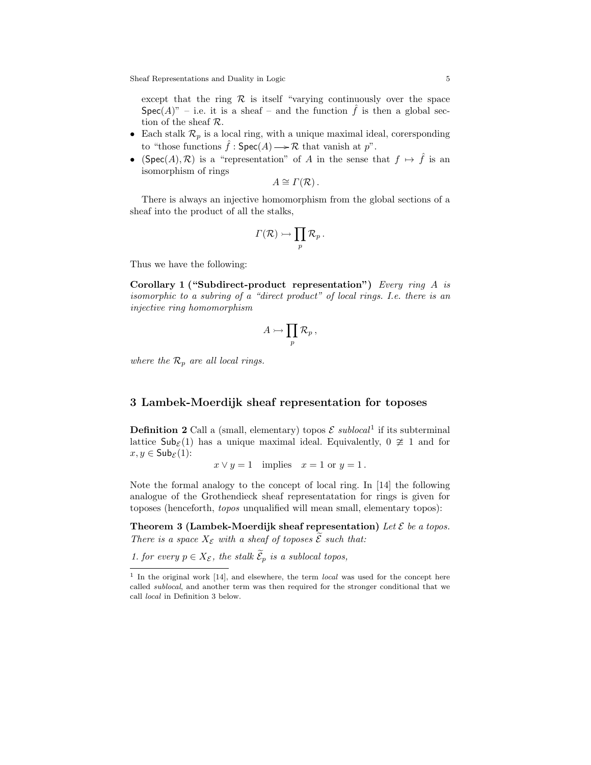except that the ring $\mathcal{R}$ is itself "varying continuously over the space $\mathsf{Spec}(A)$" – i.e. it is a sheaf – and the function $\hat{f}$ is then a global section of the sheaf $\mathcal{R}$.

- Each stalk $\mathcal{R}_p$ is a local ring, with a unique maximal ideal, corersponding to "those functions $\hat{f} : \mathsf{Spec}(A) \longrightarrow \mathcal{R}$ that vanish at $p$".
- $(\mathsf{Spec}(A), \mathcal{R})$ is a "representation" of $A$ in the sense that $f \mapsto \hat{f}$ is an isomorphism of rings

$$A \cong \Gamma(\mathcal{R}) .$$

There is always an injective homomorphism from the global sections of a sheaf into the product of all the stalks,

$$\Gamma(\mathcal{R}) \rightarrowtail \prod_p \mathcal{R}_p .$$

Thus we have the following:

**Corollary 1 ("Subdirect-product representation")** *Every ring $A$ is isomorphic to a subring of a "direct product" of local rings. I.e. there is an injective ring homomorphism*

$$A \rightarrowtail \prod_p \mathcal{R}_p ,$$

*where the $\mathcal{R}_p$ are all local rings.*

## 3 Lambek-Moerdijk sheaf representation for toposes

**Definition 2** Call a (small, elementary) topos $\mathcal{E}$ *sublocal*[1] if its subterminal lattice $\mathsf{Sub}_{\mathcal{E}}(1)$ has a unique maximal ideal. Equivalently, $0 \ncong 1$ and for $x, y \in \mathsf{Sub}_{\mathcal{E}}(1)$:

$$x \vee y = 1 \quad \text{implies} \quad x = 1 \text{ or } y = 1 .$$

Note the formal analogy to the concept of local ring. In [14] the following analogue of the Grothendieck sheaf representatation for rings is given for toposes (henceforth, *topos* unqualified will mean small, elementary topos):

**Theorem 3 (Lambek-Moerdijk sheaf representation)** *Let $\mathcal{E}$ be a topos. There is a space $X_{\mathcal{E}}$ with a sheaf of toposes $\widetilde{\mathcal{E}}$ such that:*

*1. for every $p \in X_{\mathcal{E}}$, the stalk $\widetilde{\mathcal{E}}_p$ is a sublocal topos,*

[1] In the original work [14], and elsewhere, the term *local* was used for the concept here called *sublocal*, and another term was then required for the stronger conditional that we call *local* in Definition 3 below.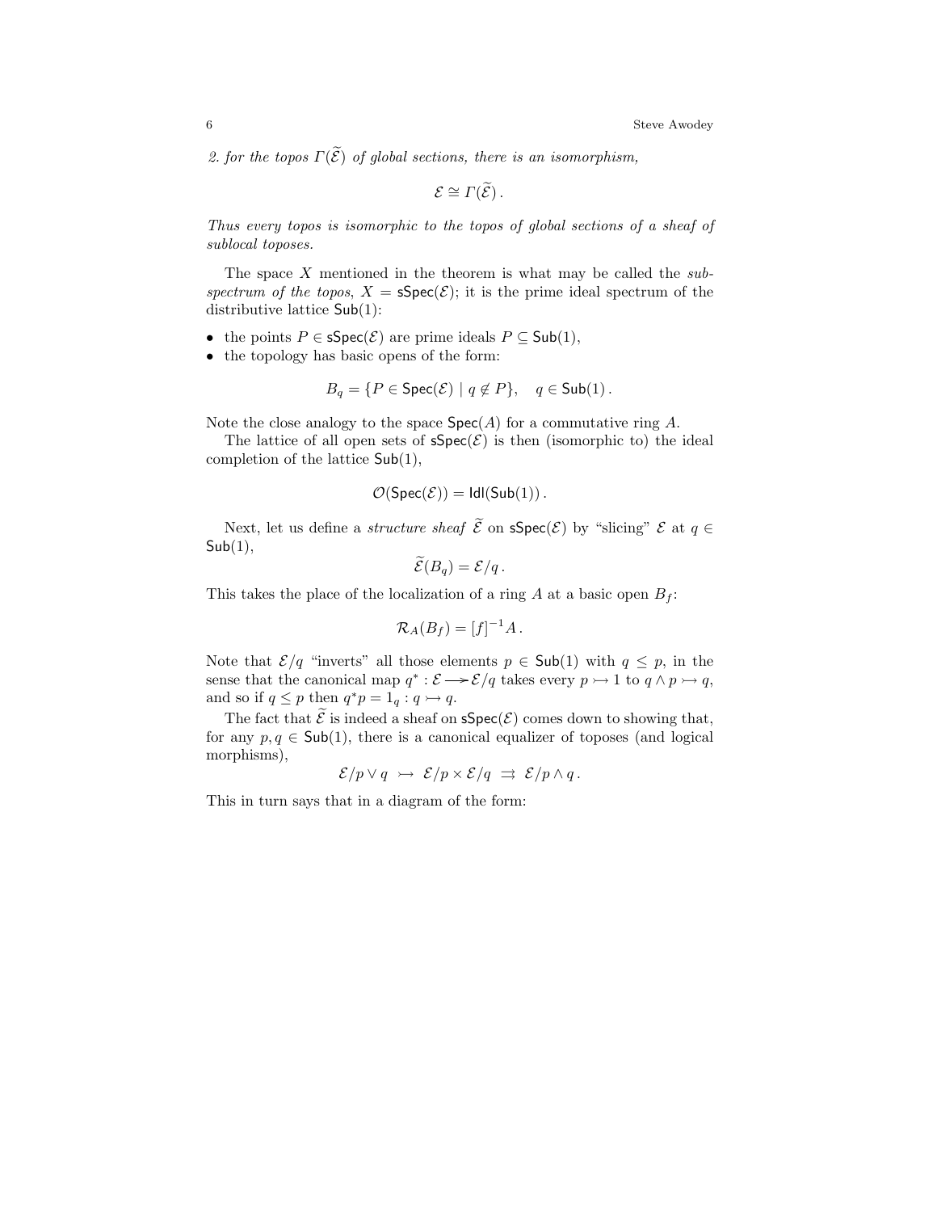*2. for the topos $\Gamma(\widetilde{\mathcal{E}})$ of global sections, there is an isomorphism,*

$$\mathcal{E} \cong \Gamma(\widetilde{\mathcal{E}})\,.$$

*Thus every topos is isomorphic to the topos of global sections of a sheaf of sublocal toposes.*

The space $X$ mentioned in the theorem is what may be called the *sub-spectrum of the topos*, $X = \mathsf{sSpec}(\mathcal{E})$; it is the prime ideal spectrum of the distributive lattice $\mathsf{Sub}(1)$:

- the points $P \in \mathsf{sSpec}(\mathcal{E})$ are prime ideals $P \subseteq \mathsf{Sub}(1)$,
- the topology has basic opens of the form:

$$B_q = \{P \in \mathsf{Spec}(\mathcal{E}) \mid q \notin P\}, \quad q \in \mathsf{Sub}(1)\,.$$

Note the close analogy to the space $\mathsf{Spec}(A)$ for a commutative ring $A$.

The lattice of all open sets of $\mathsf{sSpec}(\mathcal{E})$ is then (isomorphic to) the ideal completion of the lattice $\mathsf{Sub}(1)$,

$$\mathcal{O}(\mathsf{Spec}(\mathcal{E})) = \mathsf{Idl}(\mathsf{Sub}(1))\,.$$

Next, let us define a *structure sheaf* $\widetilde{\mathcal{E}}$ on $\mathsf{sSpec}(\mathcal{E})$ by "slicing" $\mathcal{E}$ at $q \in \mathsf{Sub}(1)$,

$$\widetilde{\mathcal{E}}(B_q) = \mathcal{E}/q\,.$$

This takes the place of the localization of a ring $A$ at a basic open $B_f$:

$$\mathcal{R}_A(B_f) = [f]^{-1}A\,.$$

Note that $\mathcal{E}/q$ "inverts" all those elements $p \in \mathsf{Sub}(1)$ with $q \leq p$, in the sense that the canonical map $q^* : \mathcal{E} \longrightarrow \mathcal{E}/q$ takes every $p \rightarrowtail 1$ to $q \wedge p \rightarrowtail q$, and so if $q \leq p$ then $q^*p = 1_q : q \rightarrowtail q$.

The fact that $\widetilde{\mathcal{E}}$ is indeed a sheaf on $\mathsf{sSpec}(\mathcal{E})$ comes down to showing that, for any $p, q \in \mathsf{Sub}(1)$, there is a canonical equalizer of toposes (and logical morphisms),

$$\mathcal{E}/p \vee q \;\rightarrowtail\; \mathcal{E}/p \times \mathcal{E}/q \;\rightrightarrows\; \mathcal{E}/p \wedge q\,.$$

This in turn says that in a diagram of the form: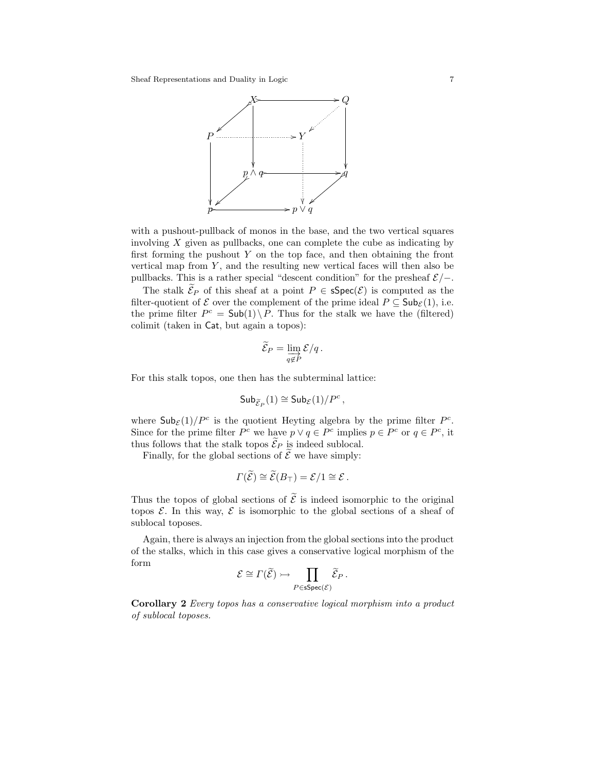$$
\begin{array}{ccccccc}
 & & X & \longrightarrow & & & Q \\
 & \swarrow & & & & \swarrow & \\
P & \cdots\cdots & \cdots & \longrightarrow & Y & & \\
\downarrow & & \downarrow & & \vdots & & \downarrow \\
 & & p \wedge q & \longrightarrow & & & q \\
 & \swarrow & & & \vdots & \swarrow & \\
p & \longrightarrow & & & p \vee q & &
\end{array}
$$

with a pushout-pullback of monos in the base, and the two vertical squares involving $X$ given as pullbacks, one can complete the cube as indicating by first forming the pushout $Y$ on the top face, and then obtaining the front vertical map from $Y$, and the resulting new vertical faces will then also be pullbacks. This is a rather special "descent condition" for the presheaf $\mathcal{E}/-$.

The stalk $\widetilde{\mathcal{E}}_P$ of this sheaf at a point $P \in \mathsf{sSpec}(\mathcal{E})$ is computed as the filter-quotient of $\mathcal{E}$ over the complement of the prime ideal $P \subseteq \mathsf{Sub}_{\mathcal{E}}(1)$, i.e. the prime filter $P^c = \mathsf{Sub}(1) \setminus P$. Thus for the stalk we have the (filtered) colimit (taken in $\mathsf{Cat}$, but again a topos):

$$
\widetilde{\mathcal{E}}_P = \varinjlim_{q \notin P} \mathcal{E}/q \, .
$$

For this stalk topos, one then has the subterminal lattice:

$$
\mathsf{Sub}_{\widetilde{\mathcal{E}}_P}(1) \cong \mathsf{Sub}_{\mathcal{E}}(1)/P^c \, ,
$$

where $\mathsf{Sub}_{\mathcal{E}}(1)/P^c$ is the quotient Heyting algebra by the prime filter $P^c$. Since for the prime filter $P^c$ we have $p \vee q \in P^c$ implies $p \in P^c$ or $q \in P^c$, it thus follows that the stalk topos $\widetilde{\mathcal{E}}_P$ is indeed sublocal.

Finally, for the global sections of $\widetilde{\mathcal{E}}$ we have simply:

$$
\Gamma(\widetilde{\mathcal{E}}) \cong \widetilde{\mathcal{E}}(B_\top) = \mathcal{E}/1 \cong \mathcal{E} \, .
$$

Thus the topos of global sections of $\widetilde{\mathcal{E}}$ is indeed isomorphic to the original topos $\mathcal{E}$. In this way, $\mathcal{E}$ is isomorphic to the global sections of a sheaf of sublocal toposes.

Again, there is always an injection from the global sections into the product of the stalks, which in this case gives a conservative logical morphism of the form

$$
\mathcal{E} \cong \Gamma(\widetilde{\mathcal{E}}) \rightarrowtail \prod_{P \in \mathsf{sSpec}(\mathcal{E})} \widetilde{\mathcal{E}}_P \, .
$$

**Corollary 2** *Every topos has a conservative logical morphism into a product of sublocal toposes.*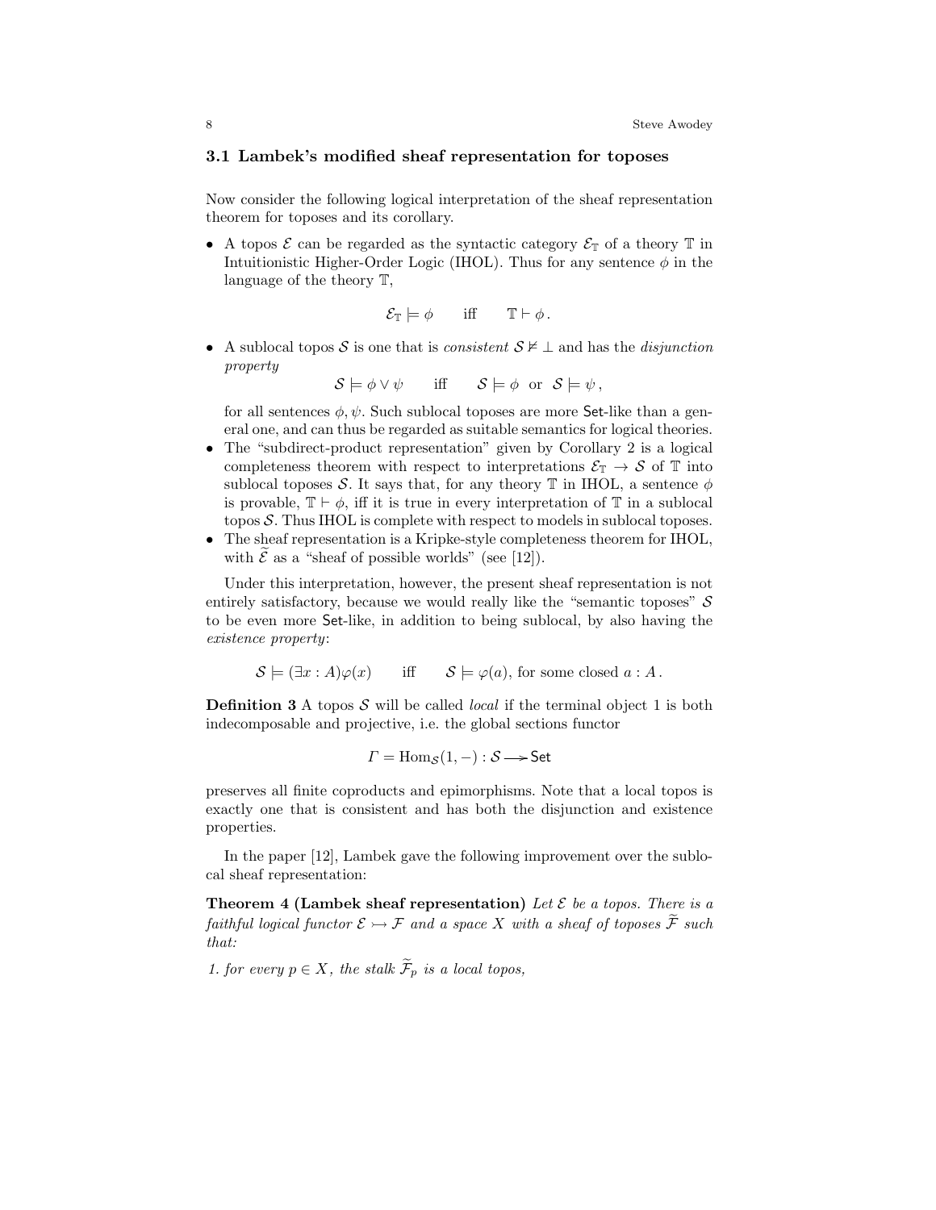### 3.1 Lambek's modified sheaf representation for toposes

Now consider the following logical interpretation of the sheaf representation theorem for toposes and its corollary.

- A topos $\mathcal{E}$ can be regarded as the syntactic category $\mathcal{E}_{\mathbb{T}}$ of a theory $\mathbb{T}$ in Intuitionistic Higher-Order Logic (IHOL). Thus for any sentence $\phi$ in the language of the theory $\mathbb{T}$,

$$\mathcal{E}_{\mathbb{T}} \models \phi \qquad \text{iff} \qquad \mathbb{T} \vdash \phi \,.$$

- A sublocal topos $\mathcal{S}$ is one that is *consistent* $\mathcal{S} \not\models \bot$ and has the *disjunction property*

$$\mathcal{S} \models \phi \vee \psi \qquad \text{iff} \qquad \mathcal{S} \models \phi \;\text{ or }\; \mathcal{S} \models \psi \,,$$

  for all sentences $\phi, \psi$. Such sublocal toposes are more $\mathsf{Set}$-like than a general one, and can thus be regarded as suitable semantics for logical theories.
- The "subdirect-product representation" given by Corollary 2 is a logical completeness theorem with respect to interpretations $\mathcal{E}_{\mathbb{T}} \to \mathcal{S}$ of $\mathbb{T}$ into sublocal toposes $\mathcal{S}$. It says that, for any theory $\mathbb{T}$ in IHOL, a sentence $\phi$ is provable, $\mathbb{T} \vdash \phi$, iff it is true in every interpretation of $\mathbb{T}$ in a sublocal topos $\mathcal{S}$. Thus IHOL is complete with respect to models in sublocal toposes.
- The sheaf representation is a Kripke-style completeness theorem for IHOL, with $\widetilde{\mathcal{E}}$ as a "sheaf of possible worlds" (see [12]).

Under this interpretation, however, the present sheaf representation is not entirely satisfactory, because we would really like the "semantic toposes" $\mathcal{S}$ to be even more $\mathsf{Set}$-like, in addition to being sublocal, by also having the *existence property*:

$$\mathcal{S} \models (\exists x : A)\varphi(x) \qquad \text{iff} \qquad \mathcal{S} \models \varphi(a), \text{ for some closed } a : A \,.$$

**Definition 3** A topos $\mathcal{S}$ will be called *local* if the terminal object 1 is both indecomposable and projective, i.e. the global sections functor

$$\Gamma = \mathrm{Hom}_{\mathcal{S}}(1, -) : \mathcal{S} \longrightarrow \mathsf{Set}$$

preserves all finite coproducts and epimorphisms. Note that a local topos is exactly one that is consistent and has both the disjunction and existence properties.

In the paper [12], Lambek gave the following improvement over the sublocal sheaf representation:

**Theorem 4 (Lambek sheaf representation)** *Let $\mathcal{E}$ be a topos. There is a faithful logical functor $\mathcal{E} \rightarrowtail \mathcal{F}$ and a space $X$ with a sheaf of toposes $\widetilde{\mathcal{F}}$ such that:*

1. *for every $p \in X$, the stalk $\widetilde{\mathcal{F}}_p$ is a local topos,*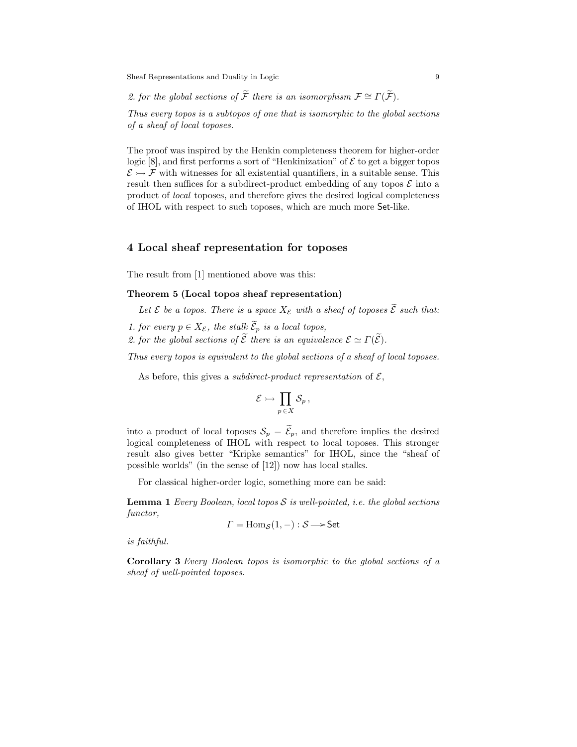*2. for the global sections of $\widetilde{\mathcal{F}}$ there is an isomorphism $\mathcal{F} \cong \Gamma(\widetilde{\mathcal{F}})$.*

*Thus every topos is a subtopos of one that is isomorphic to the global sections of a sheaf of local toposes.*

The proof was inspired by the Henkin completeness theorem for higher-order logic [8], and first performs a sort of "Henkinization" of $\mathcal{E}$ to get a bigger topos $\mathcal{E} \rightarrowtail \mathcal{F}$ with witnesses for all existential quantifiers, in a suitable sense. This result then suffices for a subdirect-product embedding of any topos $\mathcal{E}$ into a product of *local* toposes, and therefore gives the desired logical completeness of IHOL with respect to such toposes, which are much more $\mathsf{Set}$-like.

## 4 Local sheaf representation for toposes

The result from [1] mentioned above was this:

**Theorem 5 (Local topos sheaf representation)**

*Let $\mathcal{E}$ be a topos. There is a space $X_{\mathcal{E}}$ with a sheaf of toposes $\widetilde{\mathcal{E}}$ such that:*

1. *for every $p \in X_{\mathcal{E}}$, the stalk $\widetilde{\mathcal{E}}_p$ is a local topos,*
2. *for the global sections of $\widetilde{\mathcal{E}}$ there is an equivalence $\mathcal{E} \simeq \Gamma(\widetilde{\mathcal{E}})$.*

*Thus every topos is equivalent to the global sections of a sheaf of local toposes.*

As before, this gives a *subdirect-product representation* of $\mathcal{E}$,

$$\mathcal{E} \rightarrowtail \prod_{p \in X} \mathcal{S}_p \,,$$

into a product of local toposes $\mathcal{S}_p = \widetilde{\mathcal{E}}_p$, and therefore implies the desired logical completeness of IHOL with respect to local toposes. This stronger result also gives better "Kripke semantics" for IHOL, since the "sheaf of possible worlds" (in the sense of [12]) now has local stalks.

For classical higher-order logic, something more can be said:

**Lemma 1** *Every Boolean, local topos $\mathcal{S}$ is well-pointed, i.e. the global sections functor,*

$$\Gamma = \mathrm{Hom}_{\mathcal{S}}(1, -) : \mathcal{S} \longrightarrow \mathsf{Set}$$

*is faithful.*

**Corollary 3** *Every Boolean topos is isomorphic to the global sections of a sheaf of well-pointed toposes.*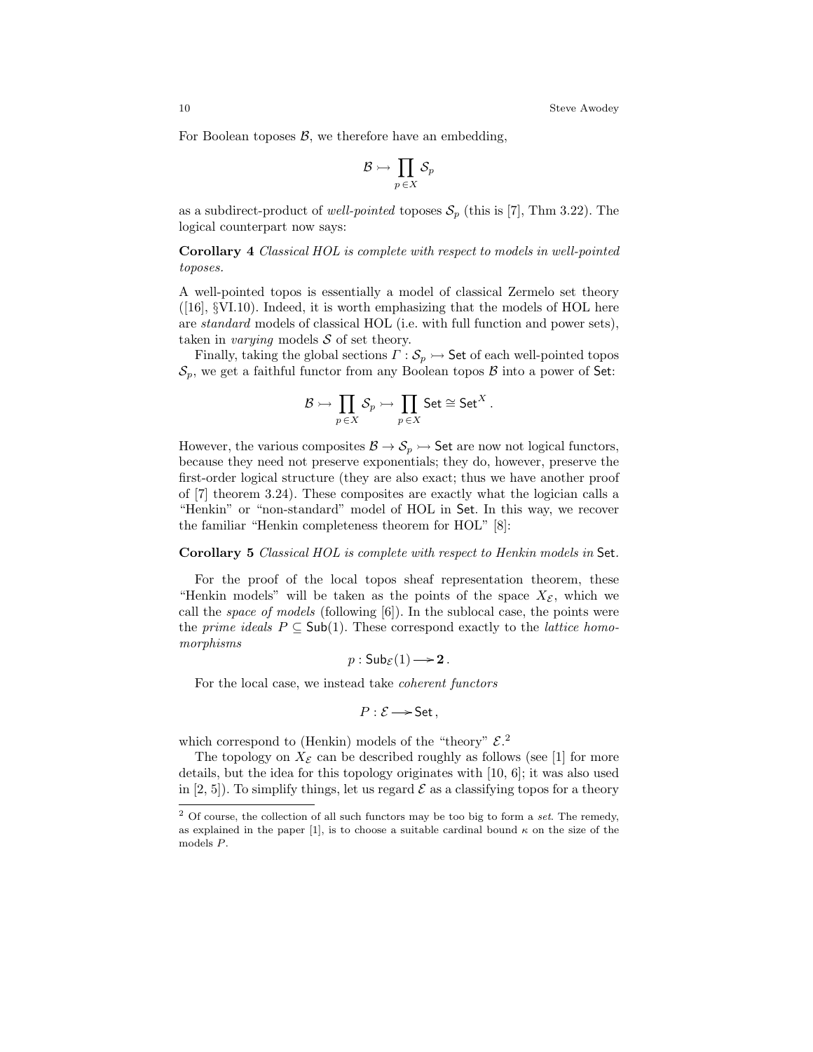For Boolean toposes $\mathcal{B}$, we therefore have an embedding,

$$\mathcal{B} \rightarrowtail \prod_{p \in X} \mathcal{S}_p$$

as a subdirect-product of *well-pointed* toposes $\mathcal{S}_p$ (this is [7], Thm 3.22). The logical counterpart now says:

**Corollary 4** *Classical HOL is complete with respect to models in well-pointed toposes.*

A well-pointed topos is essentially a model of classical Zermelo set theory ([16], §VI.10). Indeed, it is worth emphasizing that the models of HOL here are *standard* models of classical HOL (i.e. with full function and power sets), taken in *varying* models $\mathcal{S}$ of set theory.

Finally, taking the global sections $\Gamma : \mathcal{S}_p \rightarrowtail \mathsf{Set}$ of each well-pointed topos $\mathcal{S}_p$, we get a faithful functor from any Boolean topos $\mathcal{B}$ into a power of $\mathsf{Set}$:

$$\mathcal{B} \rightarrowtail \prod_{p \in X} \mathcal{S}_p \rightarrowtail \prod_{p \in X} \mathsf{Set} \cong \mathsf{Set}^X .$$

However, the various composites $\mathcal{B} \to \mathcal{S}_p \rightarrowtail \mathsf{Set}$ are now not logical functors, because they need not preserve exponentials; they do, however, preserve the first-order logical structure (they are also exact; thus we have another proof of [7] theorem 3.24). These composites are exactly what the logician calls a "Henkin" or "non-standard" model of HOL in $\mathsf{Set}$. In this way, we recover the familiar "Henkin completeness theorem for HOL" [8]:

**Corollary 5** *Classical HOL is complete with respect to Henkin models in* $\mathsf{Set}$.

For the proof of the local topos sheaf representation theorem, these "Henkin models" will be taken as the points of the space $X_{\mathcal{E}}$, which we call the *space of models* (following [6]). In the sublocal case, the points were the *prime ideals* $P \subseteq \mathsf{Sub}(1)$. These correspond exactly to the *lattice homomorphisms*

$$p : \mathsf{Sub}_{\mathcal{E}}(1) \longrightarrow \mathbf{2} .$$

For the local case, we instead take *coherent functors*

$$P : \mathcal{E} \longrightarrow \mathsf{Set} ,$$

which correspond to (Henkin) models of the "theory" $\mathcal{E}$.[2]

The topology on $X_{\mathcal{E}}$ can be described roughly as follows (see [1] for more details, but the idea for this topology originates with [10, 6]; it was also used in [2, 5]). To simplify things, let us regard $\mathcal{E}$ as a classifying topos for a theory

[2] Of course, the collection of all such functors may be too big to form a *set*. The remedy, as explained in the paper [1], is to choose a suitable cardinal bound $\kappa$ on the size of the models $P$.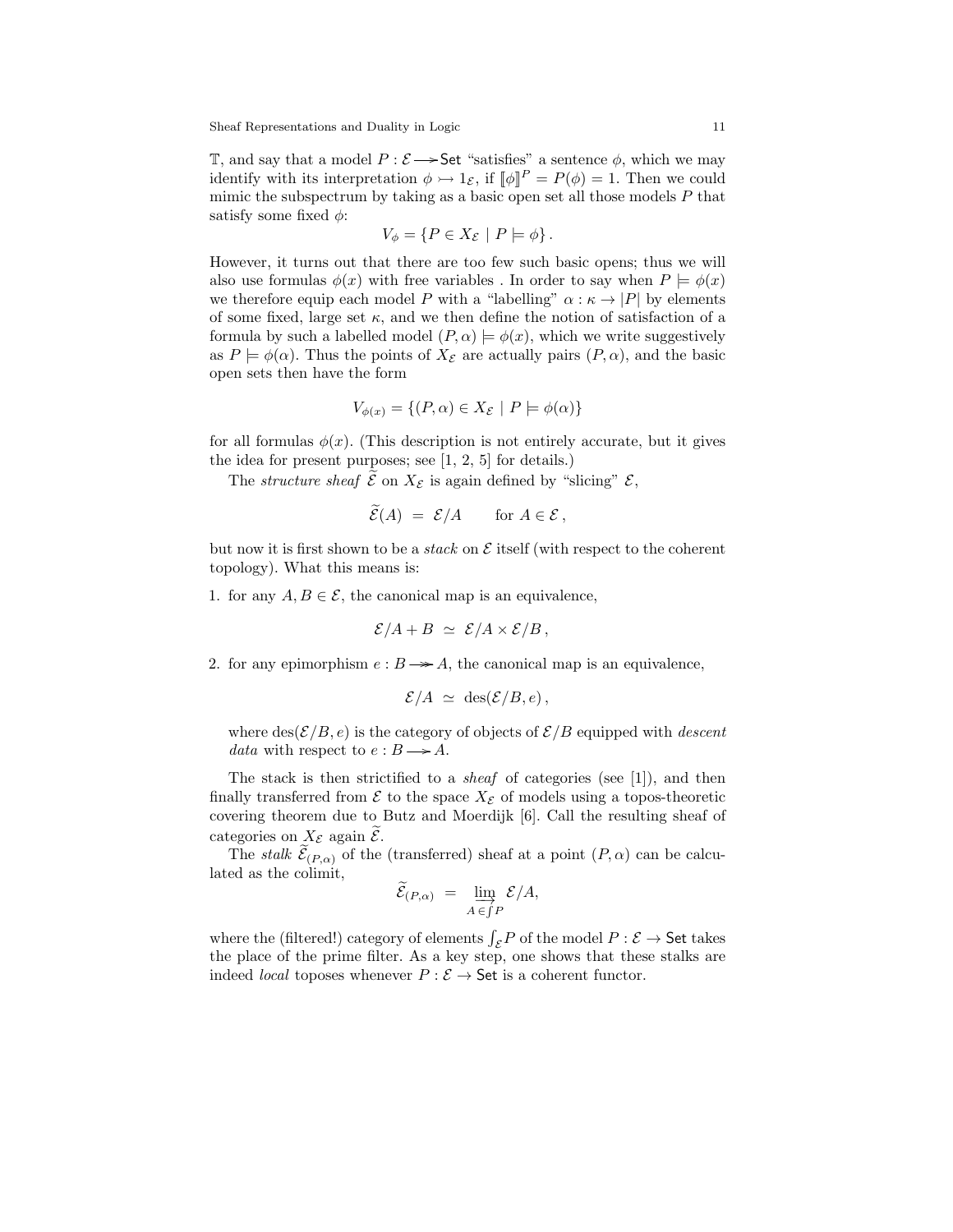$\mathbb{T}$, and say that a model $P : \mathcal{E} \longrightarrow \mathsf{Set}$ "satisfies" a sentence $\phi$, which we may identify with its interpretation $\phi \rightarrowtail 1_{\mathcal{E}}$, if $[\![\phi]\!]^P = P(\phi) = 1$. Then we could mimic the subspectrum by taking as a basic open set all those models $P$ that satisfy some fixed $\phi$:

$$V_\phi = \{P \in X_{\mathcal{E}} \mid P \models \phi\} .$$

However, it turns out that there are too few such basic opens; thus we will also use formulas $\phi(x)$ with free variables . In order to say when $P \models \phi(x)$ we therefore equip each model $P$ with a "labelling" $\alpha : \kappa \to |P|$ by elements of some fixed, large set $\kappa$, and we then define the notion of satisfaction of a formula by such a labelled model $(P, \alpha) \models \phi(x)$, which we write suggestively as $P \models \phi(\alpha)$. Thus the points of $X_{\mathcal{E}}$ are actually pairs $(P, \alpha)$, and the basic open sets then have the form

$$V_{\phi(x)} = \{(P, \alpha) \in X_{\mathcal{E}} \mid P \models \phi(\alpha)\}$$

for all formulas $\phi(x)$. (This description is not entirely accurate, but it gives the idea for present purposes; see [1, 2, 5] for details.)

The *structure sheaf* $\widetilde{\mathcal{E}}$ on $X_{\mathcal{E}}$ is again defined by "slicing" $\mathcal{E}$,

$$\widetilde{\mathcal{E}}(A) \;=\; \mathcal{E}/A \qquad \text{for } A \in \mathcal{E} \, ,$$

but now it is first shown to be a *stack* on $\mathcal{E}$ itself (with respect to the coherent topology). What this means is:

1. for any $A, B \in \mathcal{E}$, the canonical map is an equivalence,

$$\mathcal{E}/A + B \;\simeq\; \mathcal{E}/A \times \mathcal{E}/B \, ,$$

2. for any epimorphism $e : B \twoheadrightarrow A$, the canonical map is an equivalence,

$$\mathcal{E}/A \;\simeq\; \mathrm{des}(\mathcal{E}/B, e) \, ,$$

   where $\mathrm{des}(\mathcal{E}/B, e)$ is the category of objects of $\mathcal{E}/B$ equipped with *descent data* with respect to $e : B \longrightarrow A$.

The stack is then strictified to a *sheaf* of categories (see [1]), and then finally transferred from $\mathcal{E}$ to the space $X_{\mathcal{E}}$ of models using a topos-theoretic covering theorem due to Butz and Moerdijk [6]. Call the resulting sheaf of categories on $X_{\mathcal{E}}$ again $\widetilde{\mathcal{E}}$.

The *stalk* $\widetilde{\mathcal{E}}_{(P,\alpha)}$ of the (transferred) sheaf at a point $(P, \alpha)$ can be calculated as the colimit,

$$\widetilde{\mathcal{E}}_{(P,\alpha)} \;=\; \varinjlim_{A \in \int P} \mathcal{E}/A,$$

where the (filtered!) category of elements $\int_{\mathcal{E}} P$ of the model $P : \mathcal{E} \to \mathsf{Set}$ takes the place of the prime filter. As a key step, one shows that these stalks are indeed *local* toposes whenever $P : \mathcal{E} \to \mathsf{Set}$ is a coherent functor.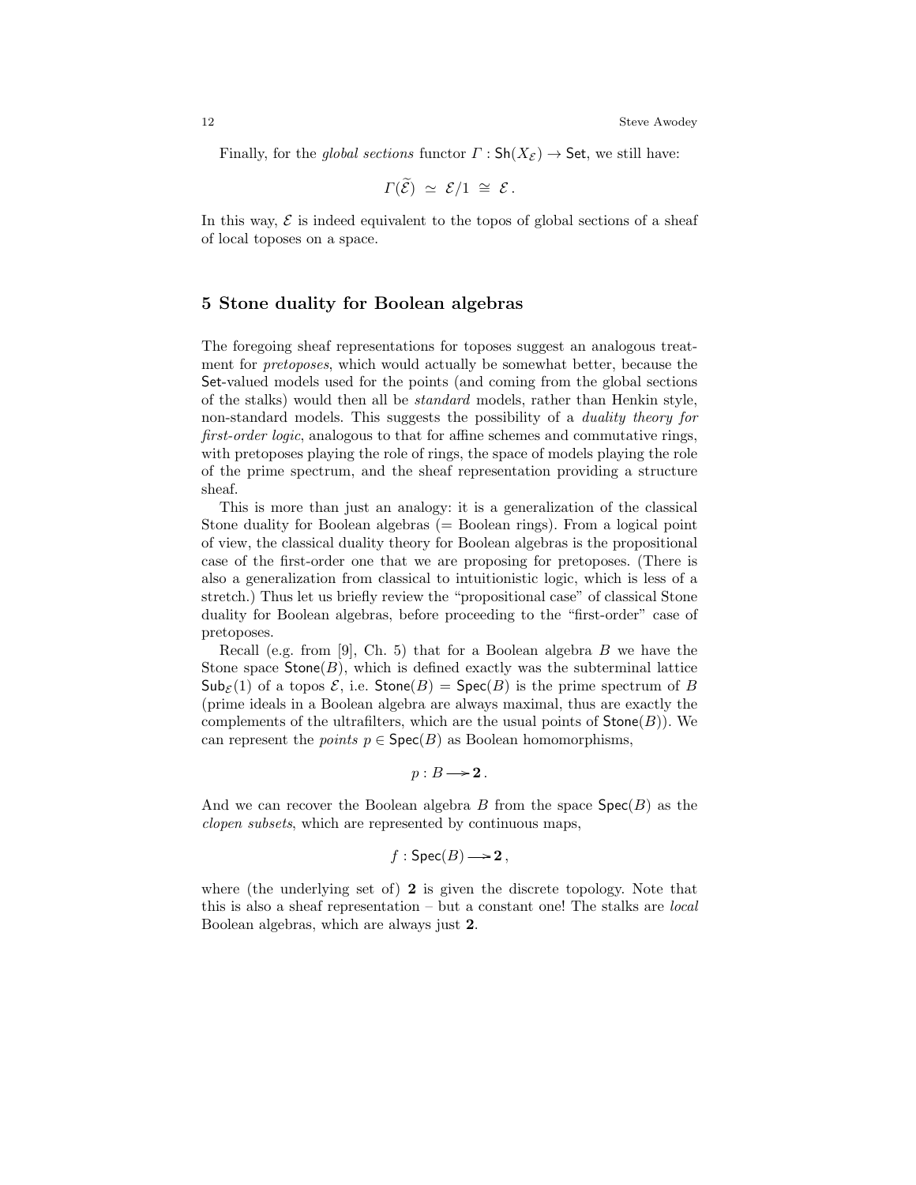Finally, for the *global sections* functor $\Gamma : \mathsf{Sh}(X_{\mathcal{E}}) \to \mathsf{Set}$, we still have:

$$\Gamma(\widetilde{\mathcal{E}}) \;\simeq\; \mathcal{E}/1 \;\cong\; \mathcal{E}\,.$$

In this way, $\mathcal{E}$ is indeed equivalent to the topos of global sections of a sheaf of local toposes on a space.

## 5 Stone duality for Boolean algebras

The foregoing sheaf representations for toposes suggest an analogous treatment for *pretoposes*, which would actually be somewhat better, because the $\mathsf{Set}$-valued models used for the points (and coming from the global sections of the stalks) would then all be *standard* models, rather than Henkin style, non-standard models. This suggests the possibility of a *duality theory for first-order logic*, analogous to that for affine schemes and commutative rings, with pretoposes playing the role of rings, the space of models playing the role of the prime spectrum, and the sheaf representation providing a structure sheaf.

This is more than just an analogy: it is a generalization of the classical Stone duality for Boolean algebras (= Boolean rings). From a logical point of view, the classical duality theory for Boolean algebras is the propositional case of the first-order one that we are proposing for pretoposes. (There is also a generalization from classical to intuitionistic logic, which is less of a stretch.) Thus let us briefly review the "propositional case" of classical Stone duality for Boolean algebras, before proceeding to the "first-order" case of pretoposes.

Recall (e.g. from [9], Ch. 5) that for a Boolean algebra $B$ we have the Stone space $\mathsf{Stone}(B)$, which is defined exactly was the subterminal lattice $\mathsf{Sub}_{\mathcal{E}}(1)$ of a topos $\mathcal{E}$, i.e. $\mathsf{Stone}(B) = \mathsf{Spec}(B)$ is the prime spectrum of $B$ (prime ideals in a Boolean algebra are always maximal, thus are exactly the complements of the ultrafilters, which are the usual points of $\mathsf{Stone}(B)$). We can represent the *points* $p \in \mathsf{Spec}(B)$ as Boolean homomorphisms,

$$p : B \longrightarrow \mathbf{2}\,.$$

And we can recover the Boolean algebra $B$ from the space $\mathsf{Spec}(B)$ as the *clopen subsets*, which are represented by continuous maps,

$$f : \mathsf{Spec}(B) \longrightarrow \mathbf{2}\,,$$

where (the underlying set of) $\mathbf{2}$ is given the discrete topology. Note that this is also a sheaf representation – but a constant one! The stalks are *local* Boolean algebras, which are always just $\mathbf{2}$.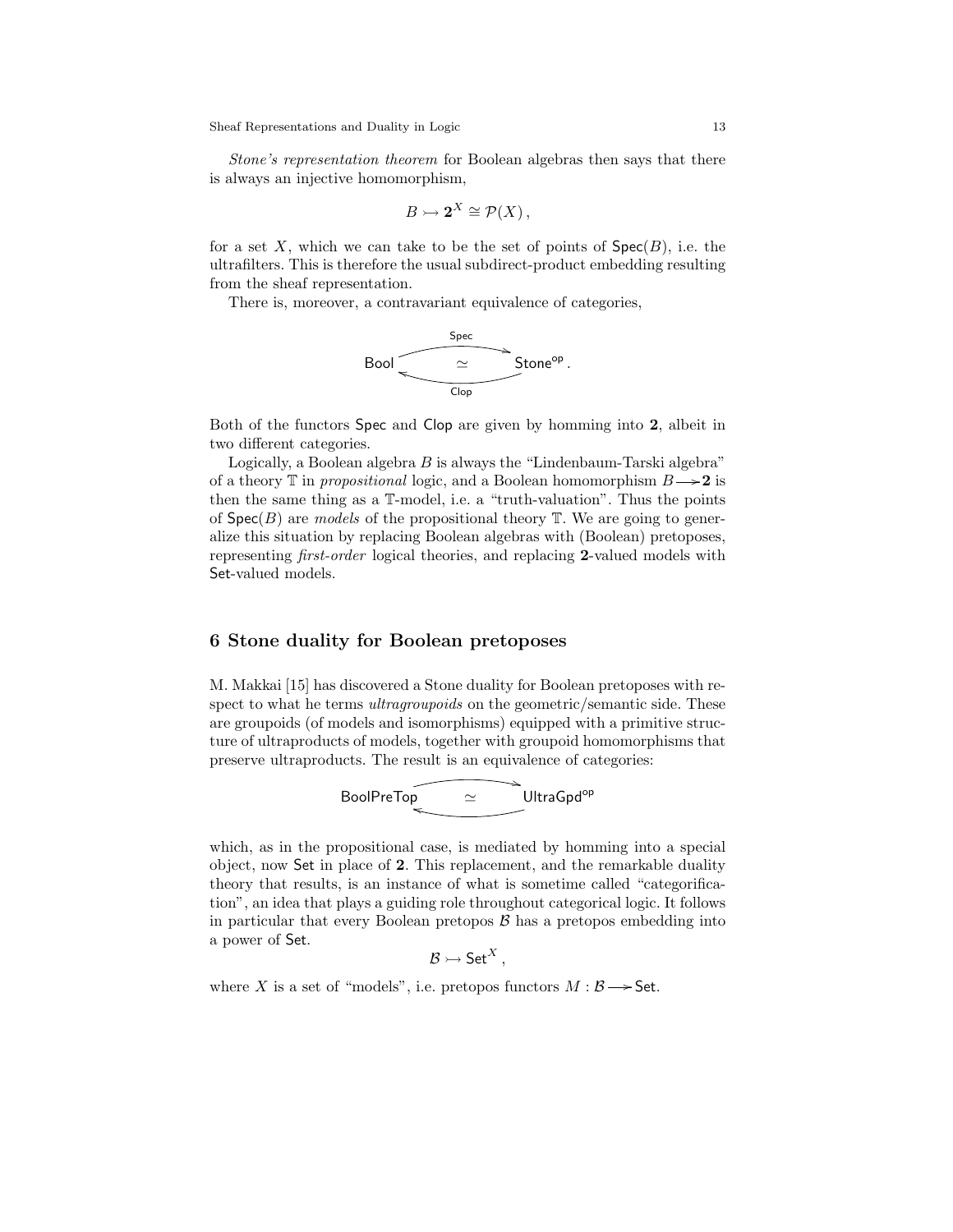*Stone's representation theorem* for Boolean algebras then says that there is always an injective homomorphism,

$$B \rightarrowtail \mathbf{2}^X \cong \mathcal{P}(X)\,,$$

for a set $X$, which we can take to be the set of points of $\mathsf{Spec}(B)$, i.e. the ultrafilters. This is therefore the usual subdirect-product embedding resulting from the sheaf representation.

There is, moreover, a contravariant equivalence of categories,

$$\mathsf{Bool} \underset{\mathsf{Clop}}{\overset{\mathsf{Spec}}{\rightleftarrows}} \mathsf{Stone}^{\mathsf{op}}\,, \quad \simeq$$

Both of the functors $\mathsf{Spec}$ and $\mathsf{Clop}$ are given by homming into $\mathbf{2}$, albeit in two different categories.

Logically, a Boolean algebra $B$ is always the "Lindenbaum-Tarski algebra" of a theory $\mathbb{T}$ in *propositional* logic, and a Boolean homomorphism $B \longrightarrow \mathbf{2}$ is then the same thing as a $\mathbb{T}$-model, i.e. a "truth-valuation". Thus the points of $\mathsf{Spec}(B)$ are *models* of the propositional theory $\mathbb{T}$. We are going to generalize this situation by replacing Boolean algebras with (Boolean) pretoposes, representing *first-order* logical theories, and replacing $\mathbf{2}$-valued models with $\mathsf{Set}$-valued models.

## 6 Stone duality for Boolean pretoposes

M. Makkai [15] has discovered a Stone duality for Boolean pretoposes with respect to what he terms *ultragroupoids* on the geometric/semantic side. These are groupoids (of models and isomorphisms) equipped with a primitive structure of ultraproducts of models, together with groupoid homomorphisms that preserve ultraproducts. The result is an equivalence of categories:

$$\mathsf{BoolPreTop} \rightleftarrows \mathsf{UltraGpd}^{\mathsf{op}} \quad \simeq$$

which, as in the propositional case, is mediated by homming into a special object, now $\mathsf{Set}$ in place of $\mathbf{2}$. This replacement, and the remarkable duality theory that results, is an instance of what is sometime called "categorification", an idea that plays a guiding role throughout categorical logic. It follows in particular that every Boolean pretopos $\mathcal{B}$ has a pretopos embedding into a power of $\mathsf{Set}$.

$$\mathcal{B} \rightarrowtail \mathsf{Set}^X\,,$$

where $X$ is a set of "models", i.e. pretopos functors $M : \mathcal{B} \longrightarrow \mathsf{Set}$.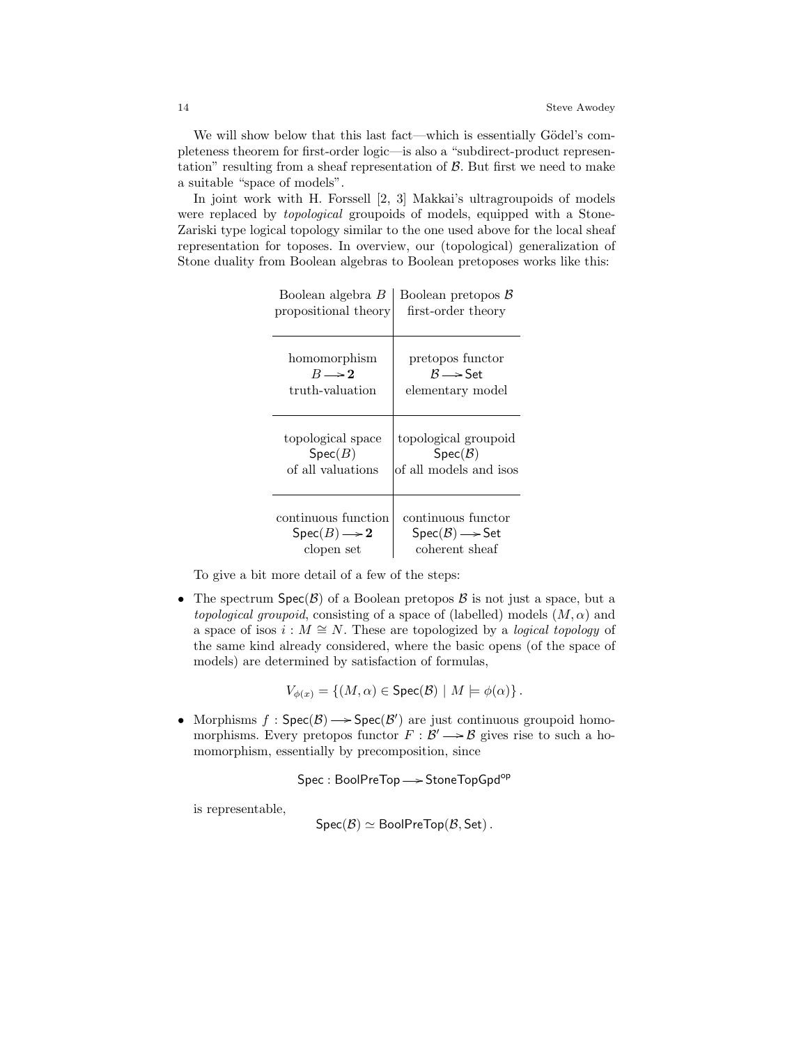We will show below that this last fact—which is essentially Gödel's completeness theorem for first-order logic—is also a "subdirect-product representation" resulting from a sheaf representation of $\mathcal{B}$. But first we need to make a suitable "space of models".

In joint work with H. Forssell [2, 3] Makkai's ultragroupoids of models were replaced by *topological* groupoids of models, equipped with a Stone-Zariski type logical topology similar to the one used above for the local sheaf representation for toposes. In overview, our (topological) generalization of Stone duality from Boolean algebras to Boolean pretoposes works like this:

| Boolean algebra $B$<br>propositional theory | Boolean pretopos $\mathcal{B}$<br>first-order theory |
|---|---|
| homomorphism<br>$B \longrightarrow \mathbf{2}$<br>truth-valuation | pretopos functor<br>$\mathcal{B} \longrightarrow \mathsf{Set}$<br>elementary model |
| topological space<br>$\mathsf{Spec}(B)$<br>of all valuations | topological groupoid<br>$\mathsf{Spec}(\mathcal{B})$<br>of all models and isos |
| continuous function<br>$\mathsf{Spec}(B) \longrightarrow \mathbf{2}$<br>clopen set | continuous functor<br>$\mathsf{Spec}(\mathcal{B}) \longrightarrow \mathsf{Set}$<br>coherent sheaf |

To give a bit more detail of a few of the steps:

- The spectrum $\mathsf{Spec}(\mathcal{B})$ of a Boolean pretopos $\mathcal{B}$ is not just a space, but a *topological groupoid*, consisting of a space of (labelled) models $(M, \alpha)$ and a space of isos $i : M \cong N$. These are topologized by a *logical topology* of the same kind already considered, where the basic opens (of the space of models) are determined by satisfaction of formulas,

$$V_{\phi(x)} = \{(M, \alpha) \in \mathsf{Spec}(\mathcal{B}) \mid M \models \phi(\alpha)\}.$$

- Morphisms $f : \mathsf{Spec}(\mathcal{B}) \longrightarrow \mathsf{Spec}(\mathcal{B}')$ are just continuous groupoid homomorphisms. Every pretopos functor $F : \mathcal{B}' \longrightarrow \mathcal{B}$ gives rise to such a homomorphism, essentially by precomposition, since

$$\mathsf{Spec} : \mathsf{BoolPreTop} \longrightarrow \mathsf{StoneTopGpd}^{\mathsf{op}}$$

is representable,

$$\mathsf{Spec}(\mathcal{B}) \simeq \mathsf{BoolPreTop}(\mathcal{B}, \mathsf{Set}).$$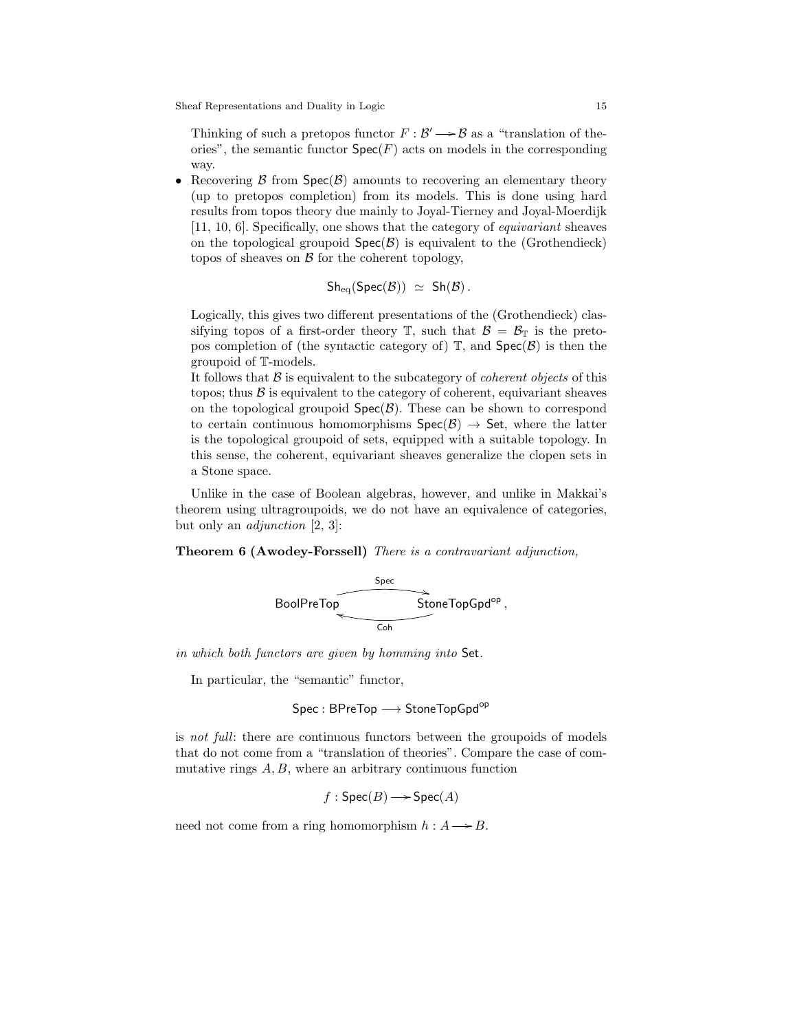Thinking of such a pretopos functor $F : \mathcal{B}' \longrightarrow \mathcal{B}$ as a "translation of theories", the semantic functor $\mathsf{Spec}(F)$ acts on models in the corresponding way.

- Recovering $\mathcal{B}$ from $\mathsf{Spec}(\mathcal{B})$ amounts to recovering an elementary theory (up to pretopos completion) from its models. This is done using hard results from topos theory due mainly to Joyal-Tierney and Joyal-Moerdijk [11, 10, 6]. Specifically, one shows that the category of *equivariant* sheaves on the topological groupoid $\mathsf{Spec}(\mathcal{B})$ is equivalent to the (Grothendieck) topos of sheaves on $\mathcal{B}$ for the coherent topology,

$$\mathsf{Sh}_{\mathrm{eq}}(\mathsf{Spec}(\mathcal{B})) \simeq \mathsf{Sh}(\mathcal{B}).$$

  Logically, this gives two different presentations of the (Grothendieck) classifying topos of a first-order theory $\mathbb{T}$, such that $\mathcal{B} = \mathcal{B}_{\mathbb{T}}$ is the pretopos completion of (the syntactic category of) $\mathbb{T}$, and $\mathsf{Spec}(\mathcal{B})$ is then the groupoid of $\mathbb{T}$-models.

  It follows that $\mathcal{B}$ is equivalent to the subcategory of *coherent objects* of this topos; thus $\mathcal{B}$ is equivalent to the category of coherent, equivariant sheaves on the topological groupoid $\mathsf{Spec}(\mathcal{B})$. These can be shown to correspond to certain continuous homomorphisms $\mathsf{Spec}(\mathcal{B}) \to \mathsf{Set}$, where the latter is the topological groupoid of sets, equipped with a suitable topology. In this sense, the coherent, equivariant sheaves generalize the clopen sets in a Stone space.

Unlike in the case of Boolean algebras, however, and unlike in Makkai's theorem using ultragroupoids, we do not have an equivalence of categories, but only an *adjunction* [2, 3]:

**Theorem 6 (Awodey-Forssell)** *There is a contravariant adjunction,*

$$\mathsf{BoolPreTop} \underset{\mathsf{Coh}}{\overset{\mathsf{Spec}}{\rightleftarrows}} \mathsf{StoneTopGpd}^{\mathsf{op}},$$

*in which both functors are given by homming into* $\mathsf{Set}$.

In particular, the "semantic" functor,

$$\mathsf{Spec} : \mathsf{BPreTop} \longrightarrow \mathsf{StoneTopGpd}^{\mathsf{op}}$$

is *not full*: there are continuous functors between the groupoids of models that do not come from a "translation of theories". Compare the case of commutative rings $A, B$, where an arbitrary continuous function

$$f : \mathsf{Spec}(B) \longrightarrow \mathsf{Spec}(A)$$

need not come from a ring homomorphism $h : A \longrightarrow B$.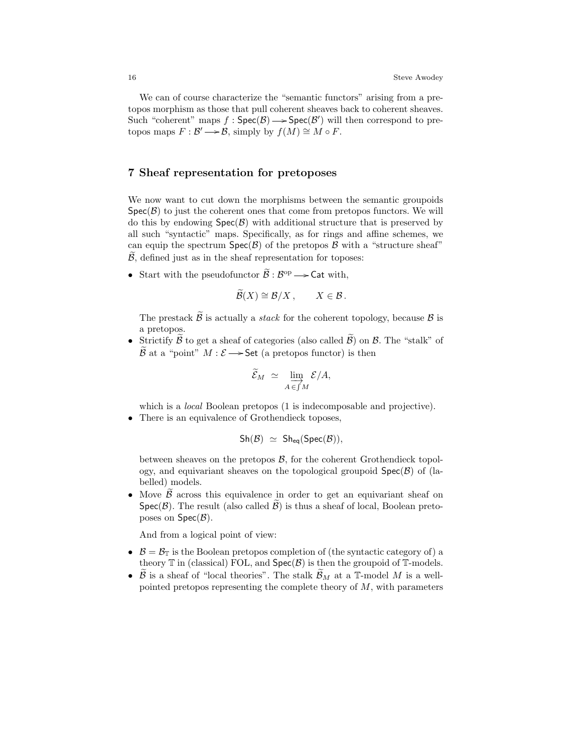We can of course characterize the "semantic functors" arising from a pretopos morphism as those that pull coherent sheaves back to coherent sheaves. Such "coherent" maps $f : \mathsf{Spec}(\mathcal{B}) \longrightarrow \mathsf{Spec}(\mathcal{B}')$ will then correspond to pretopos maps $F : \mathcal{B}' \longrightarrow \mathcal{B}$, simply by $f(M) \cong M \circ F$.

## 7 Sheaf representation for pretoposes

We now want to cut down the morphisms between the semantic groupoids $\mathsf{Spec}(\mathcal{B})$ to just the coherent ones that come from pretopos functors. We will do this by endowing $\mathsf{Spec}(\mathcal{B})$ with additional structure that is preserved by all such "syntactic" maps. Specifically, as for rings and affine schemes, we can equip the spectrum $\mathsf{Spec}(\mathcal{B})$ of the pretopos $\mathcal{B}$ with a "structure sheaf" $\widetilde{\mathcal{B}}$, defined just as in the sheaf representation for toposes:

- Start with the pseudofunctor $\widetilde{\mathcal{B}} : \mathcal{B}^{\mathrm{op}} \longrightarrow \mathsf{Cat}$ with,

$$\widetilde{\mathcal{B}}(X) \cong \mathcal{B}/X\,, \qquad X \in \mathcal{B}\,.$$

  The prestack $\widetilde{\mathcal{B}}$ is actually a *stack* for the coherent topology, because $\mathcal{B}$ is a pretopos.
- Strictify $\widetilde{\mathcal{B}}$ to get a sheaf of categories (also called $\widetilde{\mathcal{B}}$) on $\mathcal{B}$. The "stalk" of $\widetilde{\mathcal{B}}$ at a "point" $M : \mathcal{E} \longrightarrow \mathsf{Set}$ (a pretopos functor) is then

$$\widetilde{\mathcal{E}}_M \;\simeq\; \varinjlim_{A \in \int M} \mathcal{E}/A,$$

  which is a *local* Boolean pretopos (1 is indecomposable and projective).
- There is an equivalence of Grothendieck toposes,

$$\mathsf{Sh}(\mathcal{B}) \;\simeq\; \mathsf{Sh}_{\mathsf{eq}}(\mathsf{Spec}(\mathcal{B})),$$

  between sheaves on the pretopos $\mathcal{B}$, for the coherent Grothendieck topology, and equivariant sheaves on the topological groupoid $\mathsf{Spec}(\mathcal{B})$ of (labelled) models.
- Move $\widetilde{\mathcal{B}}$ across this equivalence in order to get an equivariant sheaf on $\mathsf{Spec}(\mathcal{B})$. The result (also called $\widetilde{\mathcal{B}}$) is thus a sheaf of local, Boolean pretoposes on $\mathsf{Spec}(\mathcal{B})$.

And from a logical point of view:

- $\mathcal{B} = \mathcal{B}_{\mathbb{T}}$ is the Boolean pretopos completion of (the syntactic category of) a theory $\mathbb{T}$ in (classical) FOL, and $\mathsf{Spec}(\mathcal{B})$ is then the groupoid of $\mathbb{T}$-models.
- $\widetilde{\mathcal{B}}$ is a sheaf of "local theories". The stalk $\widetilde{\mathcal{B}}_M$ at a $\mathbb{T}$-model $M$ is a well-pointed pretopos representing the complete theory of $M$, with parameters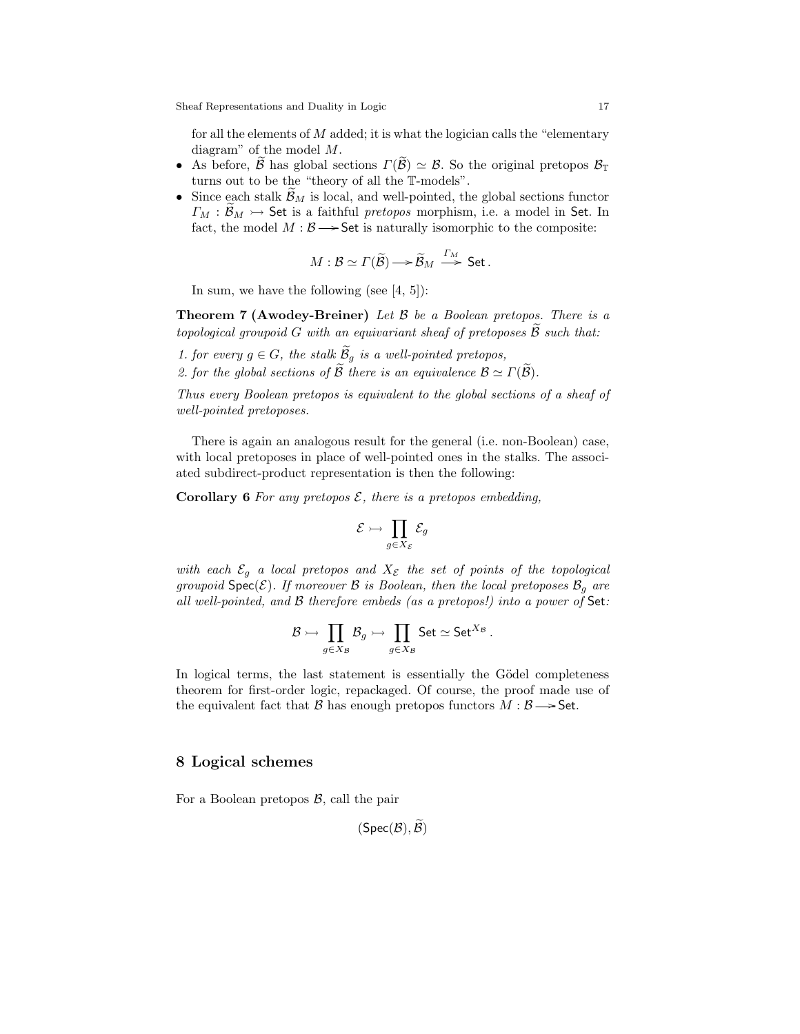for all the elements of $M$ added; it is what the logician calls the "elementary diagram" of the model $M$.

- As before, $\widetilde{\mathcal{B}}$ has global sections $\Gamma(\widetilde{\mathcal{B}}) \simeq \mathcal{B}$. So the original pretopos $\mathcal{B}_{\mathbb{T}}$ turns out to be the "theory of all the $\mathbb{T}$-models".
- Since each stalk $\widetilde{\mathcal{B}}_M$ is local, and well-pointed, the global sections functor $\Gamma_M : \widetilde{\mathcal{B}}_M \rightarrowtail \mathsf{Set}$ is a faithful *pretopos* morphism, i.e. a model in $\mathsf{Set}$. In fact, the model $M : \mathcal{B} \twoheadrightarrow \mathsf{Set}$ is naturally isomorphic to the composite:

$$M : \mathcal{B} \simeq \Gamma(\widetilde{\mathcal{B}}) \twoheadrightarrow \widetilde{\mathcal{B}}_M \xrightarrow{\Gamma_M} \mathsf{Set}\,.$$

In sum, we have the following (see [4, 5]):

**Theorem 7 (Awodey-Breiner)** *Let $\mathcal{B}$ be a Boolean pretopos. There is a topological groupoid $G$ with an equivariant sheaf of pretoposes $\widetilde{\mathcal{B}}$ such that:*

*1. for every $g \in G$, the stalk $\widetilde{\mathcal{B}}_g$ is a well-pointed pretopos,*
*2. for the global sections of $\widetilde{\mathcal{B}}$ there is an equivalence $\mathcal{B} \simeq \Gamma(\widetilde{\mathcal{B}})$.*

*Thus every Boolean pretopos is equivalent to the global sections of a sheaf of well-pointed pretoposes.*

There is again an analogous result for the general (i.e. non-Boolean) case, with local pretoposes in place of well-pointed ones in the stalks. The associated subdirect-product representation is then the following:

**Corollary 6** *For any pretopos $\mathcal{E}$, there is a pretopos embedding,*

$$\mathcal{E} \rightarrowtail \prod_{g \in X_{\mathcal{E}}} \mathcal{E}_g$$

*with each $\mathcal{E}_g$ a local pretopos and $X_{\mathcal{E}}$ the set of points of the topological groupoid $\mathsf{Spec}(\mathcal{E})$. If moreover $\mathcal{B}$ is Boolean, then the local pretoposes $\mathcal{B}_g$ are all well-pointed, and $\mathcal{B}$ therefore embeds (as a pretopos!) into a power of $\mathsf{Set}$:*

$$\mathcal{B} \rightarrowtail \prod_{g \in X_{\mathcal{B}}} \mathcal{B}_g \rightarrowtail \prod_{g \in X_{\mathcal{B}}} \mathsf{Set} \simeq \mathsf{Set}^{X_{\mathcal{B}}}\,.$$

In logical terms, the last statement is essentially the Gödel completeness theorem for first-order logic, repackaged. Of course, the proof made use of the equivalent fact that $\mathcal{B}$ has enough pretopos functors $M : \mathcal{B} \twoheadrightarrow \mathsf{Set}$.

## 8 Logical schemes

For a Boolean pretopos $\mathcal{B}$, call the pair

$$(\mathsf{Spec}(\mathcal{B}), \widetilde{\mathcal{B}})$$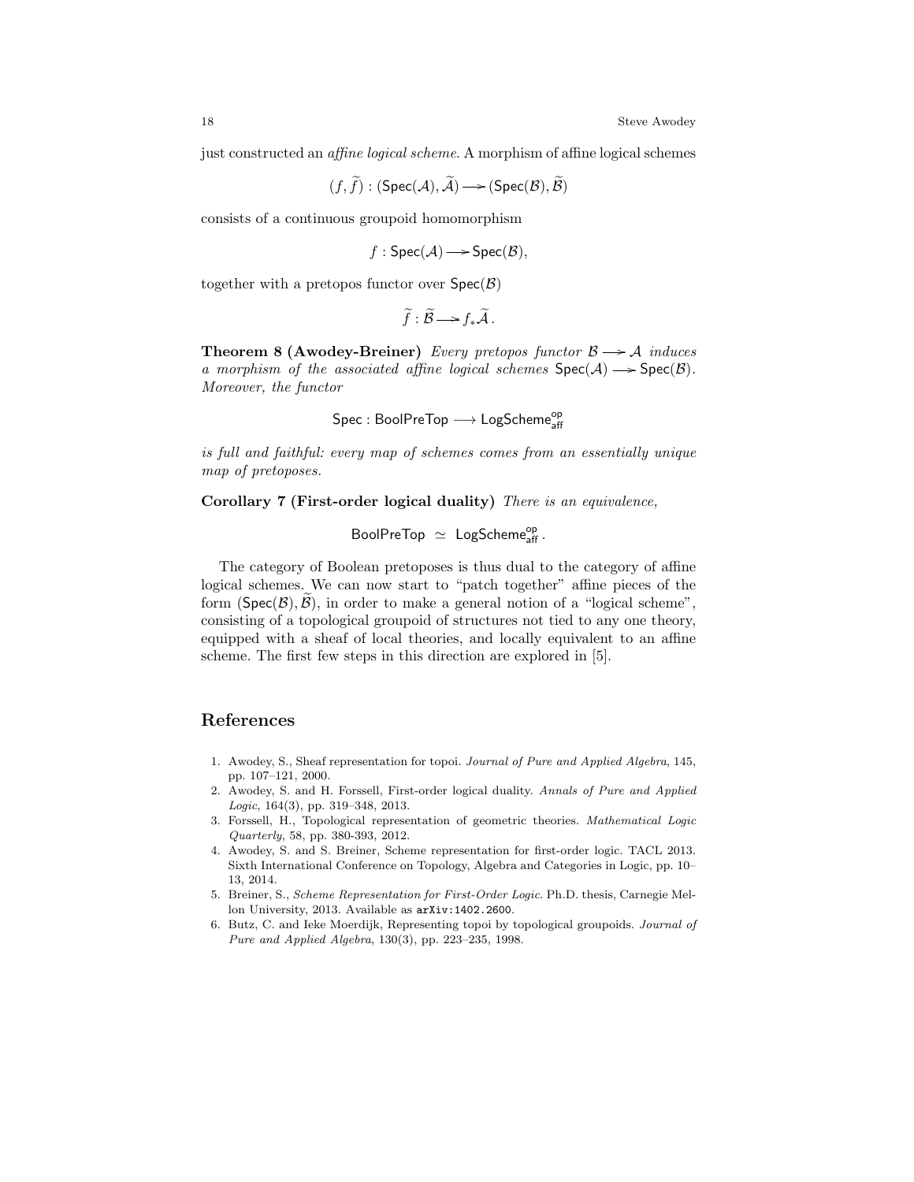just constructed an *affine logical scheme*. A morphism of affine logical schemes

$$(f, \widetilde{f}) : (\mathsf{Spec}(\mathcal{A}), \widetilde{\mathcal{A}}) \longrightarrow (\mathsf{Spec}(\mathcal{B}), \widetilde{\mathcal{B}})$$

consists of a continuous groupoid homomorphism

$$f : \mathsf{Spec}(\mathcal{A}) \longrightarrow \mathsf{Spec}(\mathcal{B}),$$

together with a pretopos functor over $\mathsf{Spec}(\mathcal{B})$

$$\widetilde{f} : \widetilde{\mathcal{B}} \longrightarrow f_* \widetilde{\mathcal{A}}\,.$$

**Theorem 8 (Awodey-Breiner)** *Every pretopos functor $\mathcal{B} \longrightarrow \mathcal{A}$ induces a morphism of the associated affine logical schemes $\mathsf{Spec}(\mathcal{A}) \longrightarrow \mathsf{Spec}(\mathcal{B})$. Moreover, the functor*

$$\mathsf{Spec} : \mathsf{BoolPreTop} \longrightarrow \mathsf{LogScheme}_{\mathsf{aff}}^{\mathsf{op}}$$

*is full and faithful: every map of schemes comes from an essentially unique map of pretoposes.*

**Corollary 7 (First-order logical duality)** *There is an equivalence,*

$$\mathsf{BoolPreTop} \;\simeq\; \mathsf{LogScheme}_{\mathsf{aff}}^{\mathsf{op}}\,.$$

The category of Boolean pretoposes is thus dual to the category of affine logical schemes. We can now start to "patch together" affine pieces of the form $(\mathsf{Spec}(\mathcal{B}), \widetilde{\mathcal{B}})$, in order to make a general notion of a "logical scheme", consisting of a topological groupoid of structures not tied to any one theory, equipped with a sheaf of local theories, and locally equivalent to an affine scheme. The first few steps in this direction are explored in [5].

## References

1. Awodey, S., Sheaf representation for topoi. *Journal of Pure and Applied Algebra*, 145, pp. 107–121, 2000.
2. Awodey, S. and H. Forssell, First-order logical duality. *Annals of Pure and Applied Logic*, 164(3), pp. 319–348, 2013.
3. Forssell, H., Topological representation of geometric theories. *Mathematical Logic Quarterly*, 58, pp. 380-393, 2012.
4. Awodey, S. and S. Breiner, Scheme representation for first-order logic. TACL 2013. Sixth International Conference on Topology, Algebra and Categories in Logic, pp. 10–13, 2014.
5. Breiner, S., *Scheme Representation for First-Order Logic*. Ph.D. thesis, Carnegie Mellon University, 2013. Available as `arXiv:1402.2600`.
6. Butz, C. and Ieke Moerdijk, Representing topoi by topological groupoids. *Journal of Pure and Applied Algebra*, 130(3), pp. 223–235, 1998.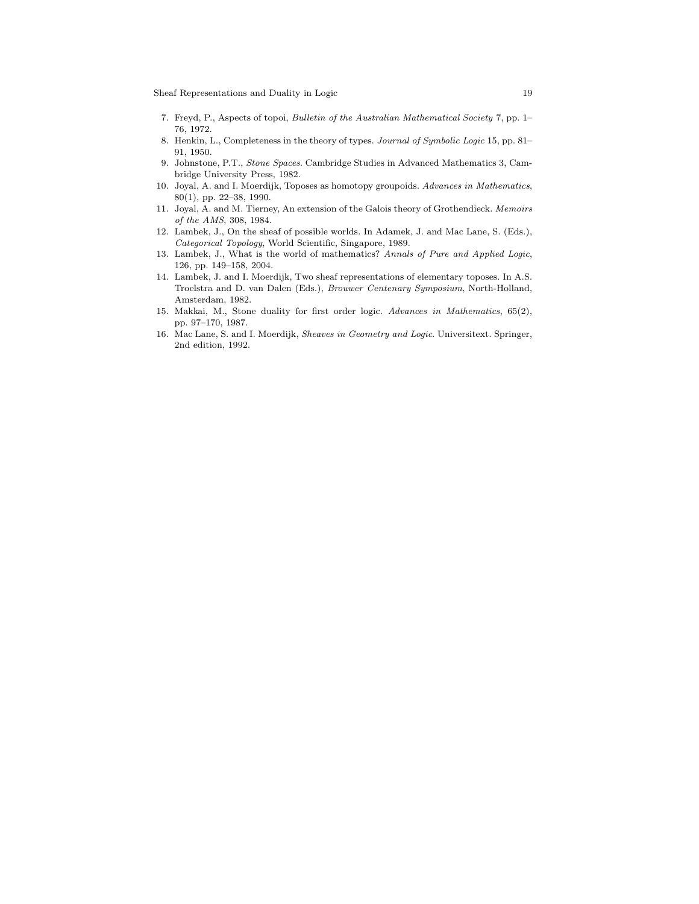7. Freyd, P., Aspects of topoi, *Bulletin of the Australian Mathematical Society* 7, pp. 1–76, 1972.
8. Henkin, L., Completeness in the theory of types. *Journal of Symbolic Logic* 15, pp. 81–91, 1950.
9. Johnstone, P.T., *Stone Spaces*. Cambridge Studies in Advanced Mathematics 3, Cambridge University Press, 1982.
10. Joyal, A. and I. Moerdijk, Toposes as homotopy groupoids. *Advances in Mathematics*, 80(1), pp. 22–38, 1990.
11. Joyal, A. and M. Tierney, An extension of the Galois theory of Grothendieck. *Memoirs of the AMS*, 308, 1984.
12. Lambek, J., On the sheaf of possible worlds. In Adamek, J. and Mac Lane, S. (Eds.), *Categorical Topology*, World Scientific, Singapore, 1989.
13. Lambek, J., What is the world of mathematics? *Annals of Pure and Applied Logic*, 126, pp. 149–158, 2004.
14. Lambek, J. and I. Moerdijk, Two sheaf representations of elementary toposes. In A.S. Troelstra and D. van Dalen (Eds.), *Brouwer Centenary Symposium*, North-Holland, Amsterdam, 1982.
15. Makkai, M., Stone duality for first order logic. *Advances in Mathematics*, 65(2), pp. 97–170, 1987.
16. Mac Lane, S. and I. Moerdijk, *Sheaves in Geometry and Logic*. Universitext. Springer, 2nd edition, 1992.